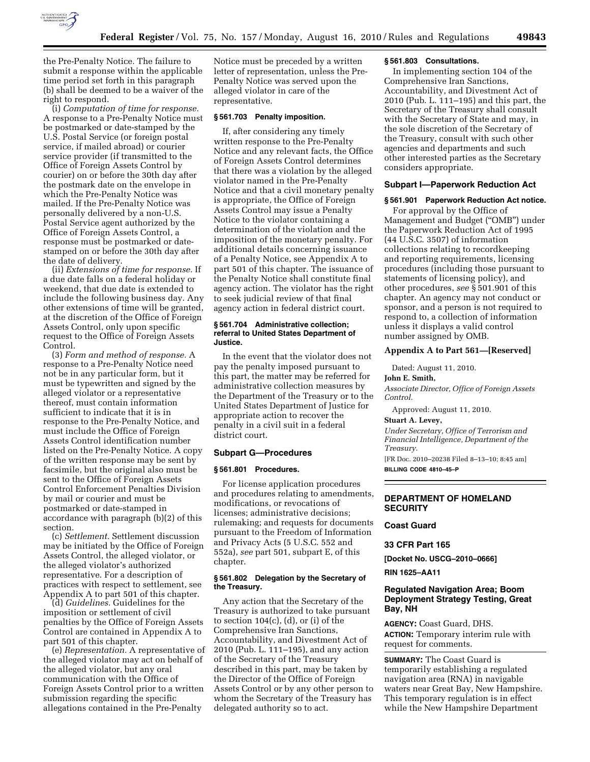the Pre-Penalty Notice. The failure to submit a response within the applicable time period set forth in this paragraph (b) shall be deemed to be a waiver of the right to respond.

(i) *Computation of time for response.* A response to a Pre-Penalty Notice must be postmarked or date-stamped by the U.S. Postal Service (or foreign postal service, if mailed abroad) or courier service provider (if transmitted to the Office of Foreign Assets Control by courier) on or before the 30th day after the postmark date on the envelope in which the Pre-Penalty Notice was mailed. If the Pre-Penalty Notice was personally delivered by a non-U.S. Postal Service agent authorized by the Office of Foreign Assets Control, a response must be postmarked or date-stamped on or before the 30th day after the date of delivery.

(ii) *Extensions of time for response.* If a due date falls on a federal holiday or weekend, that due date is extended to include the following business day. Any other extensions of time will be granted, at the discretion of the Office of Foreign Assets Control, only upon specific request to the Office of Foreign Assets Control.

(3) *Form and method of response.* A response to a Pre-Penalty Notice need not be in any particular form, but it must be typewritten and signed by the alleged violator or a representative thereof, must contain information sufficient to indicate that it is in response to the Pre-Penalty Notice, and must include the Office of Foreign Assets Control identification number listed on the Pre-Penalty Notice. A copy of the written response may be sent by facsimile, but the original also must be sent to the Office of Foreign Assets Control Enforcement Penalties Division by mail or courier and must be postmarked or date-stamped in accordance with paragraph (b)(2) of this section.

(c) *Settlement.* Settlement discussion may be initiated by the Office of Foreign Assets Control, the alleged violator, or the alleged violator's authorized representative. For a description of practices with respect to settlement, see Appendix A to part 501 of this chapter.

(d) *Guidelines.* Guidelines for the imposition or settlement of civil penalties by the Office of Foreign Assets Control are contained in Appendix A to part 501 of this chapter.

(e) *Representation.* A representative of the alleged violator may act on behalf of the alleged violator, but any oral communication with the Office of Foreign Assets Control prior to a written submission regarding the specific allegations contained in the Pre-Penalty Notice must be preceded by a written letter of representation, unless the Pre-Penalty Notice was served upon the alleged violator in care of the representative.

### § 561.703 Penalty imposition.

If, after considering any timely written response to the Pre-Penalty Notice and any relevant facts, the Office of Foreign Assets Control determines that there was a violation by the alleged violator named in the Pre-Penalty Notice and that a civil monetary penalty is appropriate, the Office of Foreign Assets Control may issue a Penalty Notice to the violator containing a determination of the violation and the imposition of the monetary penalty. For additional details concerning issuance of a Penalty Notice, see Appendix A to part 501 of this chapter. The issuance of the Penalty Notice shall constitute final agency action. The violator has the right to seek judicial review of that final agency action in federal district court.

### § 561.704 Administrative collection; referral to United States Department of Justice.

In the event that the violator does not pay the penalty imposed pursuant to this part, the matter may be referred for administrative collection measures by the Department of the Treasury or to the United States Department of Justice for appropriate action to recover the penalty in a civil suit in a federal district court.

## Subpart G—Procedures

### § 561.801 Procedures.

For license application procedures and procedures relating to amendments, modifications, or revocations of licenses; administrative decisions; rulemaking; and requests for documents pursuant to the Freedom of Information and Privacy Acts (5 U.S.C. 552 and 552a), *see* part 501, subpart E, of this chapter.

### § 561.802 Delegation by the Secretary of the Treasury.

Any action that the Secretary of the Treasury is authorized to take pursuant to section 104(c), (d), or (i) of the Comprehensive Iran Sanctions, Accountability, and Divestment Act of 2010 (Pub. L. 111–195), and any action of the Secretary of the Treasury described in this part, may be taken by the Director of the Office of Foreign Assets Control or by any other person to whom the Secretary of the Treasury has delegated authority so to act.

### § 561.803 Consultations.

In implementing section 104 of the Comprehensive Iran Sanctions, Accountability, and Divestment Act of 2010 (Pub. L. 111–195) and this part, the Secretary of the Treasury shall consult with the Secretary of State and may, in the sole discretion of the Secretary of the Treasury, consult with such other agencies and departments and such other interested parties as the Secretary considers appropriate.

## Subpart I—Paperwork Reduction Act

### § 561.901 Paperwork Reduction Act notice.

For approval by the Office of Management and Budget ("OMB") under the Paperwork Reduction Act of 1995 (44 U.S.C. 3507) of information collections relating to recordkeeping and reporting requirements, licensing procedures (including those pursuant to statements of licensing policy), and other procedures, *see* § 501.901 of this chapter. An agency may not conduct or sponsor, and a person is not required to respond to, a collection of information unless it displays a valid control number assigned by OMB.

## Appendix A to Part 561—[Reserved]

Dated: August 11, 2010.

**John E. Smith,**

*Associate Director, Office of Foreign Assets Control.*

Approved: August 11, 2010.

**Stuart A. Levey,**

*Under Secretary, Office of Terrorism and Financial Intelligence, Department of the Treasury.*

[FR Doc. 2010–20238 Filed 8–13–10; 8:45 am]

**BILLING CODE 4810–45–P**

---

# DEPARTMENT OF HOMELAND SECURITY

## Coast Guard

## 33 CFR Part 165

**[Docket No. USCG–2010–0666]**

**RIN 1625–AA11**

## Regulated Navigation Area; Boom Deployment Strategy Testing, Great Bay, NH

**AGENCY:** Coast Guard, DHS.

**ACTION:** Temporary interim rule with request for comments.

**SUMMARY:** The Coast Guard is temporarily establishing a regulated navigation area (RNA) in navigable waters near Great Bay, New Hampshire. This temporary regulation is in effect while the New Hampshire Department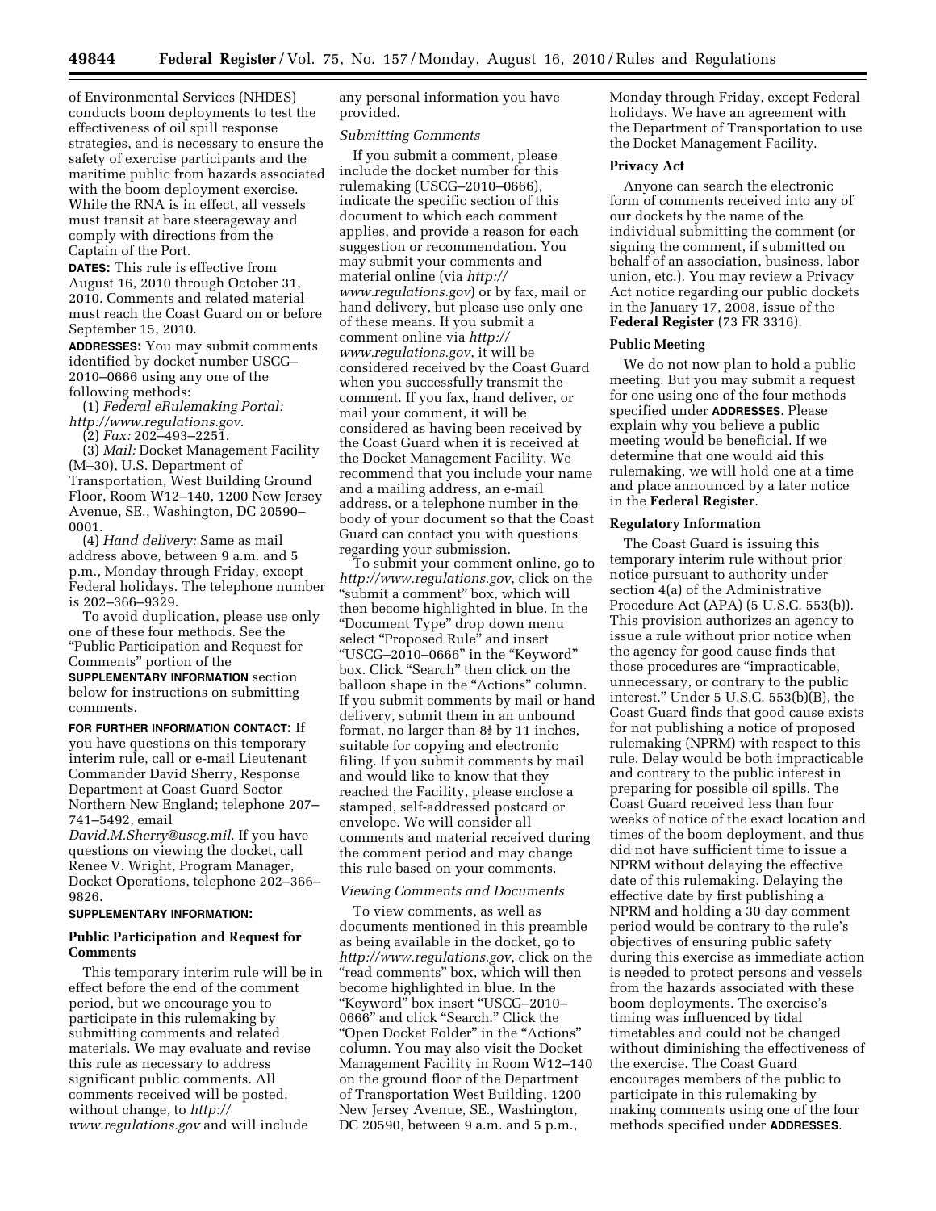of Environmental Services (NHDES) conducts boom deployments to test the effectiveness of oil spill response strategies, and is necessary to ensure the safety of exercise participants and the maritime public from hazards associated with the boom deployment exercise. While the RNA is in effect, all vessels must transit at bare steerageway and comply with directions from the Captain of the Port.

**DATES:** This rule is effective from August 16, 2010 through October 31, 2010. Comments and related material must reach the Coast Guard on or before September 15, 2010.

**ADDRESSES:** You may submit comments identified by docket number USCG–2010–0666 using any one of the following methods:

(1) *Federal eRulemaking Portal: http://www.regulations.gov*.

(2) *Fax:* 202–493–2251.

(3) *Mail:* Docket Management Facility (M–30), U.S. Department of Transportation, West Building Ground Floor, Room W12–140, 1200 New Jersey Avenue, SE., Washington, DC 20590–0001.

(4) *Hand delivery:* Same as mail address above, between 9 a.m. and 5 p.m., Monday through Friday, except Federal holidays. The telephone number is 202–366–9329.

To avoid duplication, please use only one of these four methods. See the "Public Participation and Request for Comments" portion of the **SUPPLEMENTARY INFORMATION** section below for instructions on submitting comments.

**FOR FURTHER INFORMATION CONTACT:** If you have questions on this temporary interim rule, call or e-mail Lieutenant Commander David Sherry, Response Department at Coast Guard Sector Northern New England; telephone 207–741–5492, email *David.M.Sherry@uscg.mil*. If you have questions on viewing the docket, call Renee V. Wright, Program Manager, Docket Operations, telephone 202–366–9826.

**SUPPLEMENTARY INFORMATION:**

## Public Participation and Request for Comments

This temporary interim rule will be in effect before the end of the comment period, but we encourage you to participate in this rulemaking by submitting comments and related materials. We may evaluate and revise this rule as necessary to address significant public comments. All comments received will be posted, without change, to *http://www.regulations.gov* and will include any personal information you have provided.

### *Submitting Comments*

If you submit a comment, please include the docket number for this rulemaking (USCG–2010–0666), indicate the specific section of this document to which each comment applies, and provide a reason for each suggestion or recommendation. You may submit your comments and material online (via *http://www.regulations.gov*) or by fax, mail or hand delivery, but please use only one of these means. If you submit a comment online via *http://www.regulations.gov*, it will be considered received by the Coast Guard when you successfully transmit the comment. If you fax, hand deliver, or mail your comment, it will be considered as having been received by the Coast Guard when it is received at the Docket Management Facility. We recommend that you include your name and a mailing address, an e-mail address, or a telephone number in the body of your document so that the Coast Guard can contact you with questions regarding your submission.

To submit your comment online, go to *http://www.regulations.gov*, click on the "submit a comment" box, which will then become highlighted in blue. In the "Document Type" drop down menu select "Proposed Rule" and insert "USCG–2010–0666" in the "Keyword" box. Click "Search" then click on the balloon shape in the "Actions" column. If you submit comments by mail or hand delivery, submit them in an unbound format, no larger than 8½ by 11 inches, suitable for copying and electronic filing. If you submit comments by mail and would like to know that they reached the Facility, please enclose a stamped, self-addressed postcard or envelope. We will consider all comments and material received during the comment period and may change this rule based on your comments.

### *Viewing Comments and Documents*

To view comments, as well as documents mentioned in this preamble as being available in the docket, go to *http://www.regulations.gov*, click on the "read comments" box, which will then become highlighted in blue. In the "Keyword" box insert "USCG–2010–0666" and click "Search." Click the "Open Docket Folder" in the "Actions" column. You may also visit the Docket Management Facility in Room W12–140 on the ground floor of the Department of Transportation West Building, 1200 New Jersey Avenue, SE., Washington, DC 20590, between 9 a.m. and 5 p.m., Monday through Friday, except Federal holidays. We have an agreement with the Department of Transportation to use the Docket Management Facility.

## Privacy Act

Anyone can search the electronic form of comments received into any of our dockets by the name of the individual submitting the comment (or signing the comment, if submitted on behalf of an association, business, labor union, etc.). You may review a Privacy Act notice regarding our public dockets in the January 17, 2008, issue of the **Federal Register** (73 FR 3316).

## Public Meeting

We do not now plan to hold a public meeting. But you may submit a request for one using one of the four methods specified under **ADDRESSES**. Please explain why you believe a public meeting would be beneficial. If we determine that one would aid this rulemaking, we will hold one at a time and place announced by a later notice in the **Federal Register**.

## Regulatory Information

The Coast Guard is issuing this temporary interim rule without prior notice pursuant to authority under section 4(a) of the Administrative Procedure Act (APA) (5 U.S.C. 553(b)). This provision authorizes an agency to issue a rule without prior notice when the agency for good cause finds that those procedures are "impracticable, unnecessary, or contrary to the public interest." Under 5 U.S.C. 553(b)(B), the Coast Guard finds that good cause exists for not publishing a notice of proposed rulemaking (NPRM) with respect to this rule. Delay would be both impracticable and contrary to the public interest in preparing for possible oil spills. The Coast Guard received less than four weeks of notice of the exact location and times of the boom deployment, and thus did not have sufficient time to issue a NPRM without delaying the effective date of this rulemaking. Delaying the effective date by first publishing a NPRM and holding a 30 day comment period would be contrary to the rule's objectives of ensuring public safety during this exercise as immediate action is needed to protect persons and vessels from the hazards associated with these boom deployments. The exercise's timing was influenced by tidal timetables and could not be changed without diminishing the effectiveness of the exercise. The Coast Guard encourages members of the public to participate in this rulemaking by making comments using one of the four methods specified under **ADDRESSES**.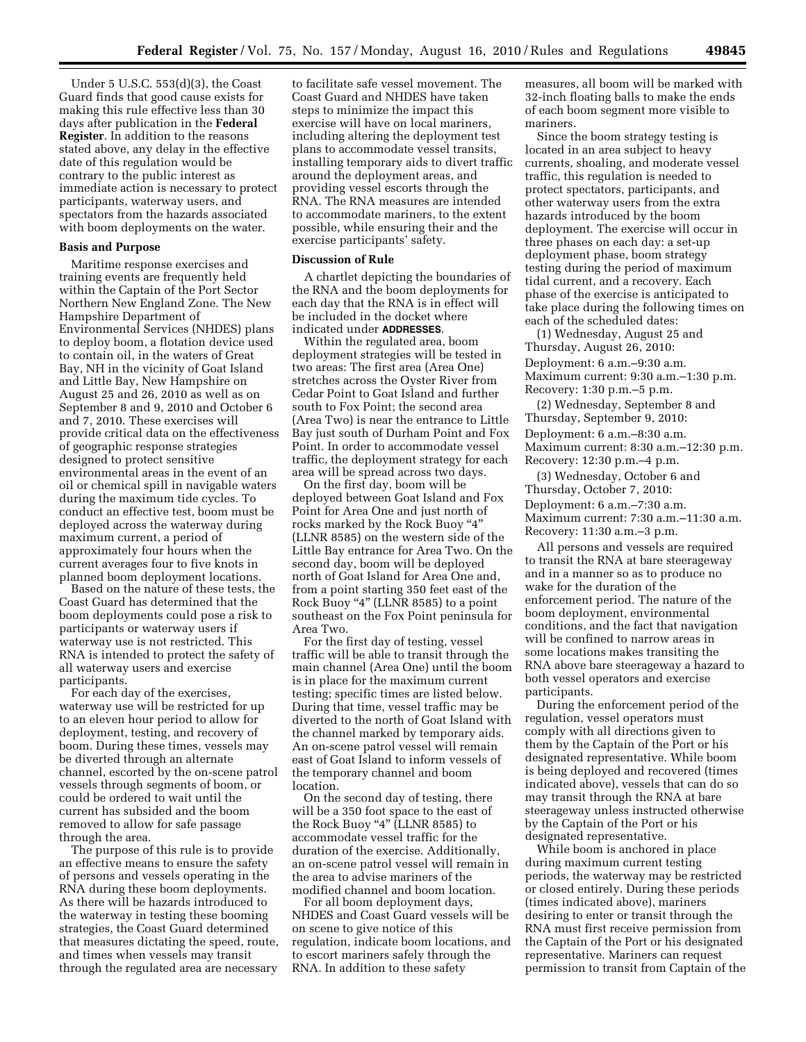Under 5 U.S.C. 553(d)(3), the Coast Guard finds that good cause exists for making this rule effective less than 30 days after publication in the **Federal Register**. In addition to the reasons stated above, any delay in the effective date of this regulation would be contrary to the public interest as immediate action is necessary to protect participants, waterway users, and spectators from the hazards associated with boom deployments on the water.

**Basis and Purpose**

Maritime response exercises and training events are frequently held within the Captain of the Port Sector Northern New England Zone. The New Hampshire Department of Environmental Services (NHDES) plans to deploy boom, a flotation device used to contain oil, in the waters of Great Bay, NH in the vicinity of Goat Island and Little Bay, New Hampshire on August 25 and 26, 2010 as well as on September 8 and 9, 2010 and October 6 and 7, 2010. These exercises will provide critical data on the effectiveness of geographic response strategies designed to protect sensitive environmental areas in the event of an oil or chemical spill in navigable waters during the maximum tide cycles. To conduct an effective test, boom must be deployed across the waterway during maximum current, a period of approximately four hours when the current averages four to five knots in planned boom deployment locations.

Based on the nature of these tests, the Coast Guard has determined that the boom deployments could pose a risk to participants or waterway users if waterway use is not restricted. This RNA is intended to protect the safety of all waterway users and exercise participants.

For each day of the exercises, waterway use will be restricted for up to an eleven hour period to allow for deployment, testing, and recovery of boom. During these times, vessels may be diverted through an alternate channel, escorted by the on-scene patrol vessels through segments of boom, or could be ordered to wait until the current has subsided and the boom removed to allow for safe passage through the area.

The purpose of this rule is to provide an effective means to ensure the safety of persons and vessels operating in the RNA during these boom deployments. As there will be hazards introduced to the waterway in testing these booming strategies, the Coast Guard determined that measures dictating the speed, route, and times when vessels may transit through the regulated area are necessary to facilitate safe vessel movement. The Coast Guard and NHDES have taken steps to minimize the impact this exercise will have on local mariners, including altering the deployment test plans to accommodate vessel transits, installing temporary aids to divert traffic around the deployment areas, and providing vessel escorts through the RNA. The RNA measures are intended to accommodate mariners, to the extent possible, while ensuring their and the exercise participants' safety.

**Discussion of Rule**

A chartlet depicting the boundaries of the RNA and the boom deployments for each day that the RNA is in effect will be included in the docket where indicated under **ADDRESSES**.

Within the regulated area, boom deployment strategies will be tested in two areas: The first area (Area One) stretches across the Oyster River from Cedar Point to Goat Island and further south to Fox Point; the second area (Area Two) is near the entrance to Little Bay just south of Durham Point and Fox Point. In order to accommodate vessel traffic, the deployment strategy for each area will be spread across two days.

On the first day, boom will be deployed between Goat Island and Fox Point for Area One and just north of rocks marked by the Rock Buoy "4" (LLNR 8585) on the western side of the Little Bay entrance for Area Two. On the second day, boom will be deployed north of Goat Island for Area One and, from a point starting 350 feet east of the Rock Buoy "4" (LLNR 8585) to a point southeast on the Fox Point peninsula for Area Two.

For the first day of testing, vessel traffic will be able to transit through the main channel (Area One) until the boom is in place for the maximum current testing; specific times are listed below. During that time, vessel traffic may be diverted to the north of Goat Island with the channel marked by temporary aids. An on-scene patrol vessel will remain east of Goat Island to inform vessels of the temporary channel and boom location.

On the second day of testing, there will be a 350 foot space to the east of the Rock Buoy "4" (LLNR 8585) to accommodate vessel traffic for the duration of the exercise. Additionally, an on-scene patrol vessel will remain in the area to advise mariners of the modified channel and boom location.

For all boom deployment days, NHDES and Coast Guard vessels will be on scene to give notice of this regulation, indicate boom locations, and to escort mariners safely through the RNA. In addition to these safety measures, all boom will be marked with 32-inch floating balls to make the ends of each boom segment more visible to mariners.

Since the boom strategy testing is located in an area subject to heavy currents, shoaling, and moderate vessel traffic, this regulation is needed to protect spectators, participants, and other waterway users from the extra hazards introduced by the boom deployment. The exercise will occur in three phases on each day: a set-up deployment phase, boom strategy testing during the period of maximum tidal current, and a recovery. Each phase of the exercise is anticipated to take place during the following times on each of the scheduled dates:

(1) Wednesday, August 25 and Thursday, August 26, 2010:
Deployment: 6 a.m.–9:30 a.m.
Maximum current: 9:30 a.m.–1:30 p.m.
Recovery: 1:30 p.m.–5 p.m.

(2) Wednesday, September 8 and Thursday, September 9, 2010:
Deployment: 6 a.m.–8:30 a.m.
Maximum current: 8:30 a.m.–12:30 p.m.
Recovery: 12:30 p.m.–4 p.m.

(3) Wednesday, October 6 and Thursday, October 7, 2010:
Deployment: 6 a.m.–7:30 a.m.
Maximum current: 7:30 a.m.–11:30 a.m.
Recovery: 11:30 a.m.–3 p.m.

All persons and vessels are required to transit the RNA at bare steerageway and in a manner so as to produce no wake for the duration of the enforcement period. The nature of the boom deployment, environmental conditions, and the fact that navigation will be confined to narrow areas in some locations makes transiting the RNA above bare steerageway a hazard to both vessel operators and exercise participants.

During the enforcement period of the regulation, vessel operators must comply with all directions given to them by the Captain of the Port or his designated representative. While boom is being deployed and recovered (times indicated above), vessels that can do so may transit through the RNA at bare steerageway unless instructed otherwise by the Captain of the Port or his designated representative.

While boom is anchored in place during maximum current testing periods, the waterway may be restricted or closed entirely. During these periods (times indicated above), mariners desiring to enter or transit through the RNA must first receive permission from the Captain of the Port or his designated representative. Mariners can request permission to transit from Captain of the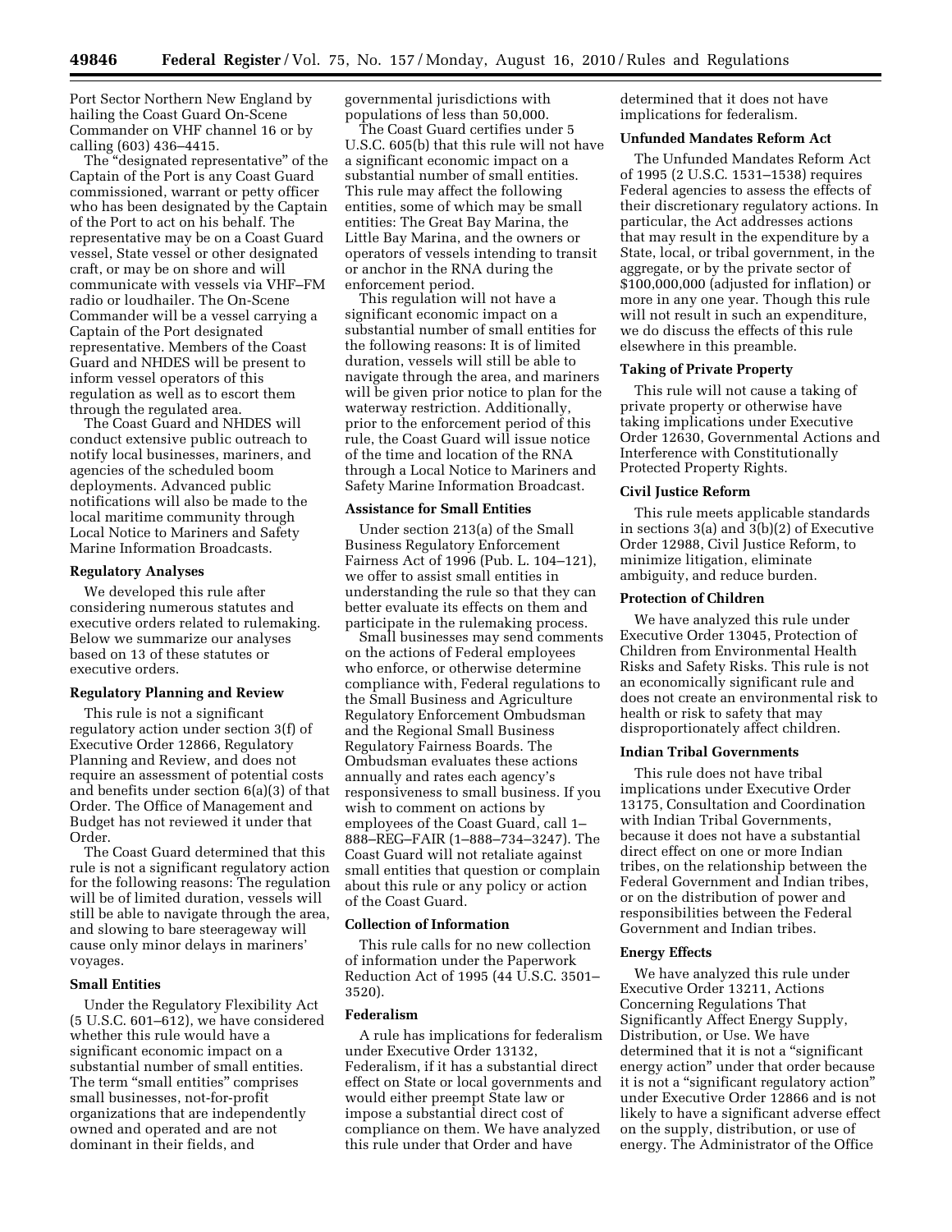Port Sector Northern New England by hailing the Coast Guard On-Scene Commander on VHF channel 16 or by calling (603) 436–4415.

The "designated representative" of the Captain of the Port is any Coast Guard commissioned, warrant or petty officer who has been designated by the Captain of the Port to act on his behalf. The representative may be on a Coast Guard vessel, State vessel or other designated craft, or may be on shore and will communicate with vessels via VHF–FM radio or loudhailer. The On-Scene Commander will be a vessel carrying a Captain of the Port designated representative. Members of the Coast Guard and NHDES will be present to inform vessel operators of this regulation as well as to escort them through the regulated area.

The Coast Guard and NHDES will conduct extensive public outreach to notify local businesses, mariners, and agencies of the scheduled boom deployments. Advanced public notifications will also be made to the local maritime community through Local Notice to Mariners and Safety Marine Information Broadcasts.

## Regulatory Analyses

We developed this rule after considering numerous statutes and executive orders related to rulemaking. Below we summarize our analyses based on 13 of these statutes or executive orders.

### Regulatory Planning and Review

This rule is not a significant regulatory action under section 3(f) of Executive Order 12866, Regulatory Planning and Review, and does not require an assessment of potential costs and benefits under section 6(a)(3) of that Order. The Office of Management and Budget has not reviewed it under that Order.

The Coast Guard determined that this rule is not a significant regulatory action for the following reasons: The regulation will be of limited duration, vessels will still be able to navigate through the area, and slowing to bare steerageway will cause only minor delays in mariners' voyages.

### Small Entities

Under the Regulatory Flexibility Act (5 U.S.C. 601–612), we have considered whether this rule would have a significant economic impact on a substantial number of small entities. The term "small entities" comprises small businesses, not-for-profit organizations that are independently owned and operated and are not dominant in their fields, and governmental jurisdictions with populations of less than 50,000.

The Coast Guard certifies under 5 U.S.C. 605(b) that this rule will not have a significant economic impact on a substantial number of small entities. This rule may affect the following entities, some of which may be small entities: The Great Bay Marina, the Little Bay Marina, and the owners or operators of vessels intending to transit or anchor in the RNA during the enforcement period.

This regulation will not have a significant economic impact on a substantial number of small entities for the following reasons: It is of limited duration, vessels will still be able to navigate through the area, and mariners will be given prior notice to plan for the waterway restriction. Additionally, prior to the enforcement period of this rule, the Coast Guard will issue notice of the time and location of the RNA through a Local Notice to Mariners and Safety Marine Information Broadcast.

### Assistance for Small Entities

Under section 213(a) of the Small Business Regulatory Enforcement Fairness Act of 1996 (Pub. L. 104–121), we offer to assist small entities in understanding the rule so that they can better evaluate its effects on them and participate in the rulemaking process.

Small businesses may send comments on the actions of Federal employees who enforce, or otherwise determine compliance with, Federal regulations to the Small Business and Agriculture Regulatory Enforcement Ombudsman and the Regional Small Business Regulatory Fairness Boards. The Ombudsman evaluates these actions annually and rates each agency's responsiveness to small business. If you wish to comment on actions by employees of the Coast Guard, call 1–888–REG–FAIR (1–888–734–3247). The Coast Guard will not retaliate against small entities that question or complain about this rule or any policy or action of the Coast Guard.

### Collection of Information

This rule calls for no new collection of information under the Paperwork Reduction Act of 1995 (44 U.S.C. 3501–3520).

### Federalism

A rule has implications for federalism under Executive Order 13132, Federalism, if it has a substantial direct effect on State or local governments and would either preempt State law or impose a substantial direct cost of compliance on them. We have analyzed this rule under that Order and have determined that it does not have implications for federalism.

### Unfunded Mandates Reform Act

The Unfunded Mandates Reform Act of 1995 (2 U.S.C. 1531–1538) requires Federal agencies to assess the effects of their discretionary regulatory actions. In particular, the Act addresses actions that may result in the expenditure by a State, local, or tribal government, in the aggregate, or by the private sector of $100,000,000 (adjusted for inflation) or more in any one year. Though this rule will not result in such an expenditure, we do discuss the effects of this rule elsewhere in this preamble.

### Taking of Private Property

This rule will not cause a taking of private property or otherwise have taking implications under Executive Order 12630, Governmental Actions and Interference with Constitutionally Protected Property Rights.

### Civil Justice Reform

This rule meets applicable standards in sections 3(a) and 3(b)(2) of Executive Order 12988, Civil Justice Reform, to minimize litigation, eliminate ambiguity, and reduce burden.

### Protection of Children

We have analyzed this rule under Executive Order 13045, Protection of Children from Environmental Health Risks and Safety Risks. This rule is not an economically significant rule and does not create an environmental risk to health or risk to safety that may disproportionately affect children.

### Indian Tribal Governments

This rule does not have tribal implications under Executive Order 13175, Consultation and Coordination with Indian Tribal Governments, because it does not have a substantial direct effect on one or more Indian tribes, on the relationship between the Federal Government and Indian tribes, or on the distribution of power and responsibilities between the Federal Government and Indian tribes.

### Energy Effects

We have analyzed this rule under Executive Order 13211, Actions Concerning Regulations That Significantly Affect Energy Supply, Distribution, or Use. We have determined that it is not a "significant energy action" under that order because it is not a "significant regulatory action" under Executive Order 12866 and is not likely to have a significant adverse effect on the supply, distribution, or use of energy. The Administrator of the Office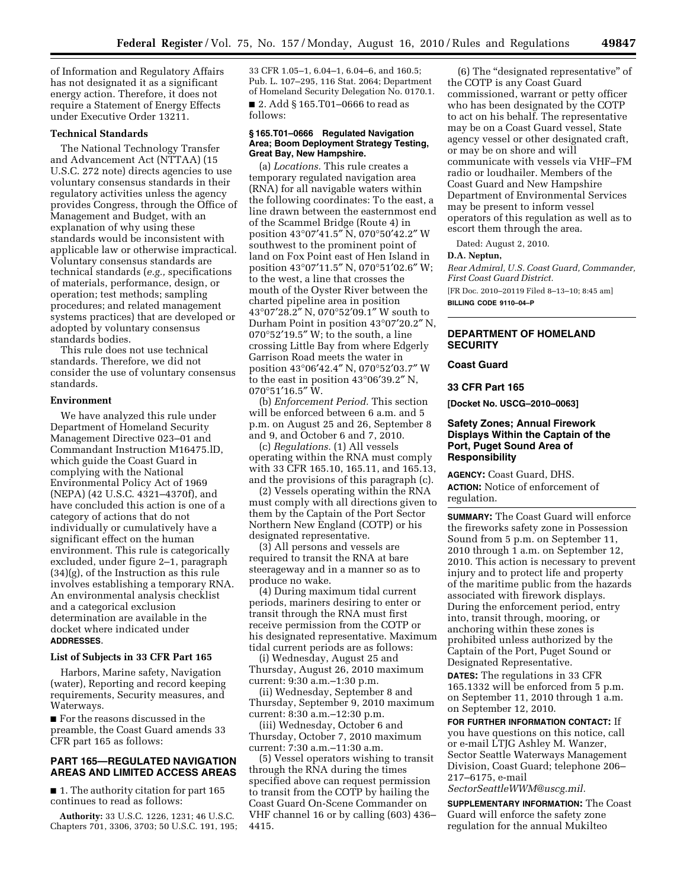of Information and Regulatory Affairs has not designated it as a significant energy action. Therefore, it does not require a Statement of Energy Effects under Executive Order 13211.

### Technical Standards

The National Technology Transfer and Advancement Act (NTTAA) (15 U.S.C. 272 note) directs agencies to use voluntary consensus standards in their regulatory activities unless the agency provides Congress, through the Office of Management and Budget, with an explanation of why using these standards would be inconsistent with applicable law or otherwise impractical. Voluntary consensus standards are technical standards (*e.g.,* specifications of materials, performance, design, or operation; test methods; sampling procedures; and related management systems practices) that are developed or adopted by voluntary consensus standards bodies.

This rule does not use technical standards. Therefore, we did not consider the use of voluntary consensus standards.

### Environment

We have analyzed this rule under Department of Homeland Security Management Directive 023–01 and Commandant Instruction M16475.lD, which guide the Coast Guard in complying with the National Environmental Policy Act of 1969 (NEPA) (42 U.S.C. 4321–4370f), and have concluded this action is one of a category of actions that do not individually or cumulatively have a significant effect on the human environment. This rule is categorically excluded, under figure 2–1, paragraph (34)(g), of the Instruction as this rule involves establishing a temporary RNA. An environmental analysis checklist and a categorical exclusion determination are available in the docket where indicated under **ADDRESSES**.

### List of Subjects in 33 CFR Part 165

Harbors, Marine safety, Navigation (water), Reporting and record keeping requirements, Security measures, and Waterways.

■ For the reasons discussed in the preamble, the Coast Guard amends 33 CFR part 165 as follows:

## PART 165—REGULATED NAVIGATION AREAS AND LIMITED ACCESS AREAS

■ 1. The authority citation for part 165 continues to read as follows:

**Authority:** 33 U.S.C. 1226, 1231; 46 U.S.C. Chapters 701, 3306, 3703; 50 U.S.C. 191, 195; 33 CFR 1.05–1, 6.04–1, 6.04–6, and 160.5; Pub. L. 107–295, 116 Stat. 2064; Department of Homeland Security Delegation No. 0170.1.

■ 2. Add § 165.T01–0666 to read as follows:

#### § 165.T01–0666 Regulated Navigation Area; Boom Deployment Strategy Testing, Great Bay, New Hampshire.

(a) *Locations.* This rule creates a temporary regulated navigation area (RNA) for all navigable waters within the following coordinates: To the east, a line drawn between the easternmost end of the Scammel Bridge (Route 4) in position 43°07′41.5″ N, 070°50′42.2″ W southwest to the prominent point of land on Fox Point east of Hen Island in position 43°07′11.5″ N, 070°51′02.6″ W; to the west, a line that crosses the mouth of the Oyster River between the charted pipeline area in position 43°07′28.2″ N, 070°52′09.1″ W south to Durham Point in position 43°07′20.2″ N, 070°52′19.5″ W; to the south, a line crossing Little Bay from where Edgerly Garrison Road meets the water in position 43°06′42.4″ N, 070°52′03.7″ W to the east in position 43°06′39.2″ N, 070°51′16.5″ W.

(b) *Enforcement Period.* This section will be enforced between 6 a.m. and 5 p.m. on August 25 and 26, September 8 and 9, and October 6 and 7, 2010.

(c) *Regulations.* (1) All vessels operating within the RNA must comply with 33 CFR 165.10, 165.11, and 165.13, and the provisions of this paragraph (c).

(2) Vessels operating within the RNA must comply with all directions given to them by the Captain of the Port Sector Northern New England (COTP) or his designated representative.

(3) All persons and vessels are required to transit the RNA at bare steerageway and in a manner so as to produce no wake.

(4) During maximum tidal current periods, mariners desiring to enter or transit through the RNA must first receive permission from the COTP or his designated representative. Maximum tidal current periods are as follows:

(i) Wednesday, August 25 and Thursday, August 26, 2010 maximum current: 9:30 a.m.–1:30 p.m.

(ii) Wednesday, September 8 and Thursday, September 9, 2010 maximum current: 8:30 a.m.–12:30 p.m.

(iii) Wednesday, October 6 and Thursday, October 7, 2010 maximum current: 7:30 a.m.–11:30 a.m.

(5) Vessel operators wishing to transit through the RNA during the times specified above can request permission to transit from the COTP by hailing the Coast Guard On-Scene Commander on VHF channel 16 or by calling (603) 436–4415.

(6) The "designated representative" of the COTP is any Coast Guard commissioned, warrant or petty officer who has been designated by the COTP to act on his behalf. The representative may be on a Coast Guard vessel, State agency vessel or other designated craft, or may be on shore and will communicate with vessels via VHF–FM radio or loudhailer. Members of the Coast Guard and New Hampshire Department of Environmental Services may be present to inform vessel operators of this regulation as well as to escort them through the area.

Dated: August 2, 2010.

**D.A. Neptun,**

*Rear Admiral, U.S. Coast Guard, Commander, First Coast Guard District.*

[FR Doc. 2010–20119 Filed 8–13–10; 8:45 am]

**BILLING CODE 9110–04–P**

---

## DEPARTMENT OF HOMELAND SECURITY

## Coast Guard

## 33 CFR Part 165

**[Docket No. USCG–2010–0063]**

## Safety Zones; Annual Firework Displays Within the Captain of the Port, Puget Sound Area of Responsibility

**AGENCY:** Coast Guard, DHS.

**ACTION:** Notice of enforcement of regulation.

**SUMMARY:** The Coast Guard will enforce the fireworks safety zone in Possession Sound from 5 p.m. on September 11, 2010 through 1 a.m. on September 12, 2010. This action is necessary to prevent injury and to protect life and property of the maritime public from the hazards associated with firework displays. During the enforcement period, entry into, transit through, mooring, or anchoring within these zones is prohibited unless authorized by the Captain of the Port, Puget Sound or Designated Representative.

**DATES:** The regulations in 33 CFR 165.1332 will be enforced from 5 p.m. on September 11, 2010 through 1 a.m. on September 12, 2010.

**FOR FURTHER INFORMATION CONTACT:** If you have questions on this notice, call or e-mail LTJG Ashley M. Wanzer, Sector Seattle Waterways Management Division, Coast Guard; telephone 206–217–6175, e-mail *SectorSeattleWWM@uscg.mil.*

**SUPPLEMENTARY INFORMATION:** The Coast Guard will enforce the safety zone regulation for the annual Mukilteo